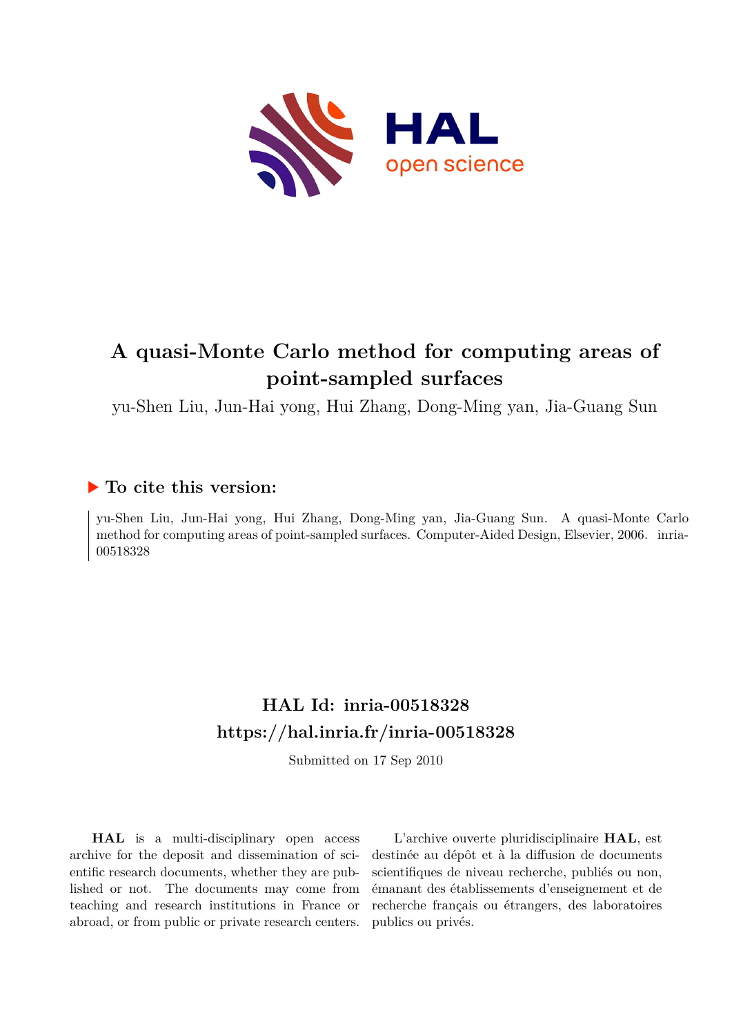# A quasi-Monte Carlo method for computing areas of point-sampled surfaces

yu-Shen Liu, Jun-Hai yong, Hui Zhang, Dong-Ming yan, Jia-Guang Sun

## ▶ To cite this version:

yu-Shen Liu, Jun-Hai yong, Hui Zhang, Dong-Ming yan, Jia-Guang Sun. A quasi-Monte Carlo method for computing areas of point-sampled surfaces. Computer-Aided Design, Elsevier, 2006. inria-00518328

## HAL Id: inria-00518328
## https://hal.inria.fr/inria-00518328

Submitted on 17 Sep 2010

**HAL** is a multi-disciplinary open access archive for the deposit and dissemination of scientific research documents, whether they are published or not. The documents may come from teaching and research institutions in France or abroad, or from public or private research centers.

L'archive ouverte pluridisciplinaire **HAL**, est destinée au dépôt et à la diffusion de documents scientifiques de niveau recherche, publiés ou non, émanant des établissements d'enseignement et de recherche français ou étrangers, des laboratoires publics ou privés.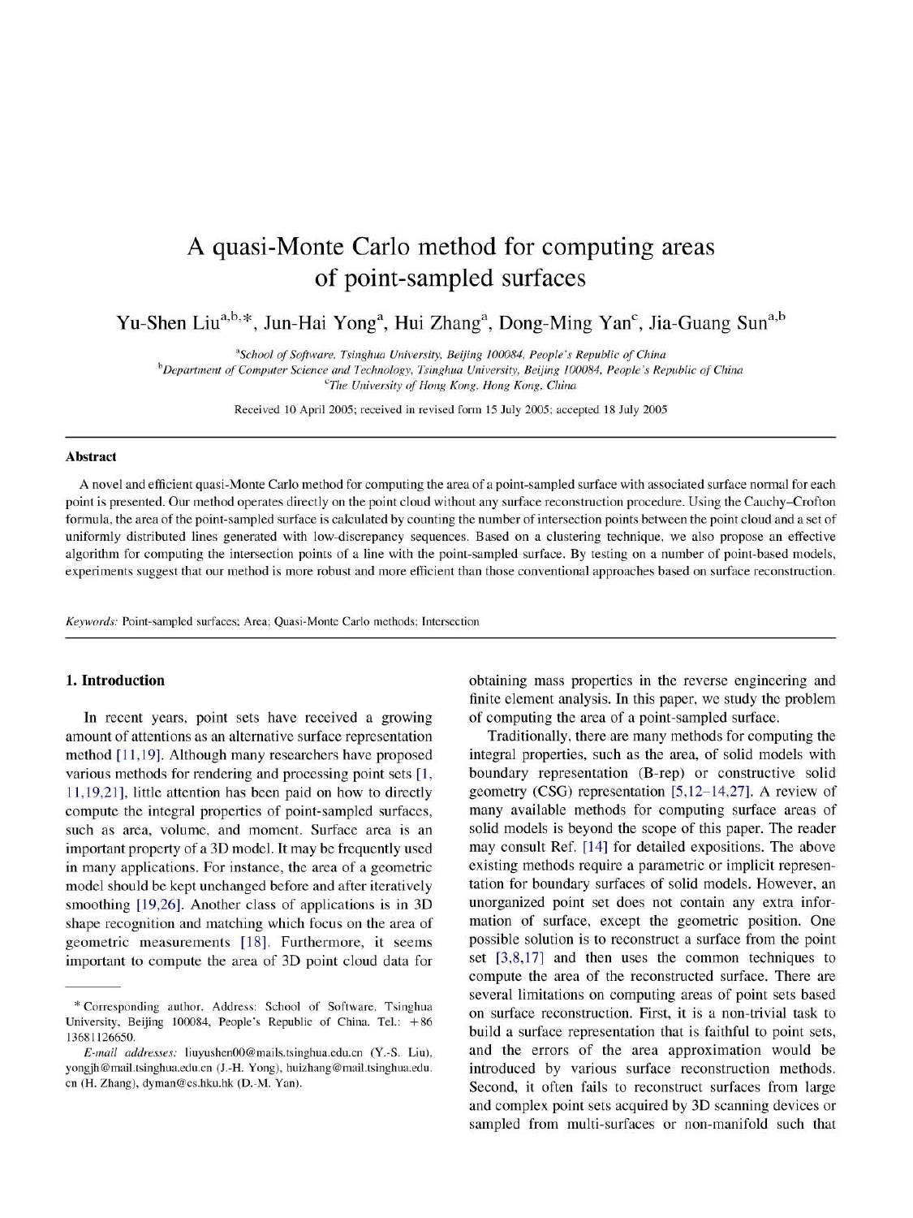# A quasi-Monte Carlo method for computing areas of point-sampled surfaces

Yu-Shen Liu[a,b,*], Jun-Hai Yong[a], Hui Zhang[a], Dong-Ming Yan[c], Jia-Guang Sun[a,b]

[a] *School of Software, Tsinghua University, Beijing 100084, People's Republic of China*
[b] *Department of Computer Science and Technology, Tsinghua University, Beijing 100084, People's Republic of China*
[c] *The University of Hong Kong, Hong Kong, China*

Received 10 April 2005; received in revised form 15 July 2005; accepted 18 July 2005

## Abstract

A novel and efficient quasi-Monte Carlo method for computing the area of a point-sampled surface with associated surface normal for each point is presented. Our method operates directly on the point cloud without any surface reconstruction procedure. Using the Cauchy–Crofton formula, the area of the point-sampled surface is calculated by counting the number of intersection points between the point cloud and a set of uniformly distributed lines generated with low-discrepancy sequences. Based on a clustering technique, we also propose an effective algorithm for computing the intersection points of a line with the point-sampled surface. By testing on a number of point-based models, experiments suggest that our method is more robust and more efficient than those conventional approaches based on surface reconstruction.

*Keywords:* Point-sampled surfaces; Area; Quasi-Monte Carlo methods; Intersection

## 1. Introduction

In recent years, point sets have received a growing amount of attentions as an alternative surface representation method [11,19]. Although many researchers have proposed various methods for rendering and processing point sets [1, 11,19,21], little attention has been paid on how to directly compute the integral properties of point-sampled surfaces, such as area, volume, and moment. Surface area is an important property of a 3D model. It may be frequently used in many applications. For instance, the area of a geometric model should be kept unchanged before and after iteratively smoothing [19,26]. Another class of applications is in 3D shape recognition and matching which focus on the area of geometric measurements [18]. Furthermore, it seems important to compute the area of 3D point cloud data for obtaining mass properties in the reverse engineering and finite element analysis. In this paper, we study the problem of computing the area of a point-sampled surface.

Traditionally, there are many methods for computing the integral properties, such as the area, of solid models with boundary representation (B-rep) or constructive solid geometry (CSG) representation [5,12–14,27]. A review of many available methods for computing surface areas of solid models is beyond the scope of this paper. The reader may consult Ref. [14] for detailed expositions. The above existing methods require a parametric or implicit representation for boundary surfaces of solid models. However, an unorganized point set does not contain any extra information of surface, except the geometric position. One possible solution is to reconstruct a surface from the point set [3,8,17] and then uses the common techniques to compute the area of the reconstructed surface. There are several limitations on computing areas of point sets based on surface reconstruction. First, it is a non-trivial task to build a surface representation that is faithful to point sets, and the errors of the area approximation would be introduced by various surface reconstruction methods. Second, it often fails to reconstruct surfaces from large and complex point sets acquired by 3D scanning devices or sampled from multi-surfaces or non-manifold such that

---

\* Corresponding author. Address: School of Software, Tsinghua University, Beijing 100084, People's Republic of China. Tel.: +86 13681126650.

*E-mail addresses:* liuyushen00@mails.tsinghua.edu.cn (Y.-S. Liu), yongjh@mail.tsinghua.edu.cn (J.-H. Yong), huizhang@mail.tsinghua.edu.cn (H. Zhang), dyman@cs.hku.hk (D.-M. Yan).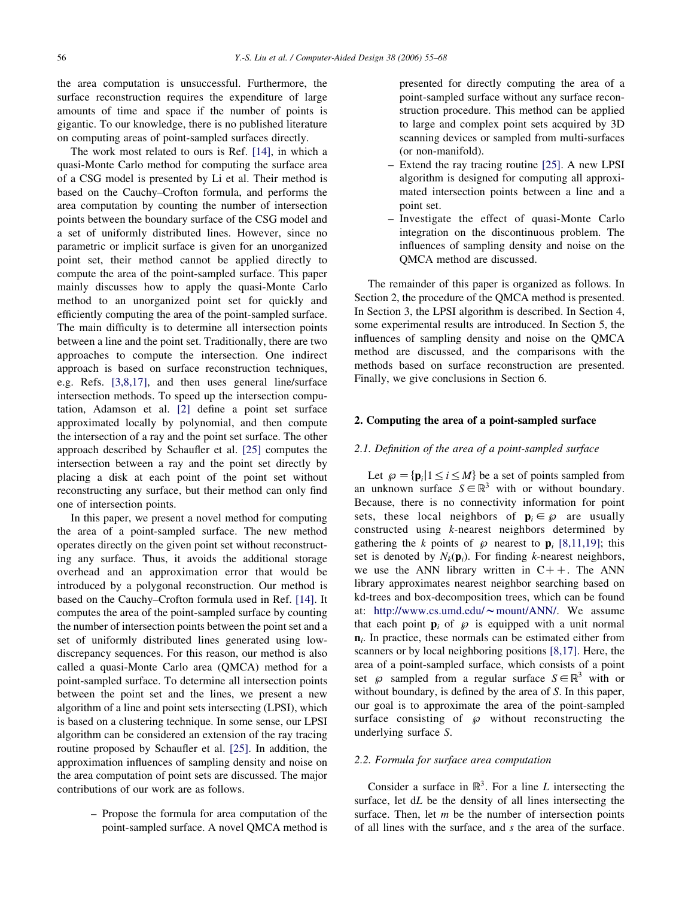the area computation is unsuccessful. Furthermore, the surface reconstruction requires the expenditure of large amounts of time and space if the number of points is gigantic. To our knowledge, there is no published literature on computing areas of point-sampled surfaces directly.

The work most related to ours is Ref. [14], in which a quasi-Monte Carlo method for computing the surface area of a CSG model is presented by Li et al. Their method is based on the Cauchy–Crofton formula, and performs the area computation by counting the number of intersection points between the boundary surface of the CSG model and a set of uniformly distributed lines. However, since no parametric or implicit surface is given for an unorganized point set, their method cannot be applied directly to compute the area of the point-sampled surface. This paper mainly discusses how to apply the quasi-Monte Carlo method to an unorganized point set for quickly and efficiently computing the area of the point-sampled surface. The main difficulty is to determine all intersection points between a line and the point set. Traditionally, there are two approaches to compute the intersection. One indirect approach is based on surface reconstruction techniques, e.g. Refs. [3,8,17], and then uses general line/surface intersection methods. To speed up the intersection computation, Adamson et al. [2] define a point set surface approximated locally by polynomial, and then compute the intersection of a ray and the point set surface. The other approach described by Schaufler et al. [25] computes the intersection between a ray and the point set directly by placing a disk at each point of the point set without reconstructing any surface, but their method can only find one of intersection points.

In this paper, we present a novel method for computing the area of a point-sampled surface. The new method operates directly on the given point set without reconstructing any surface. Thus, it avoids the additional storage overhead and an approximation error that would be introduced by a polygonal reconstruction. Our method is based on the Cauchy–Crofton formula used in Ref. [14]. It computes the area of the point-sampled surface by counting the number of intersection points between the point set and a set of uniformly distributed lines generated using low-discrepancy sequences. For this reason, our method is also called a quasi-Monte Carlo area (QMCA) method for a point-sampled surface. To determine all intersection points between the point set and the lines, we present a new algorithm of a line and point sets intersecting (LPSI), which is based on a clustering technique. In some sense, our LPSI algorithm can be considered an extension of the ray tracing routine proposed by Schaufler et al. [25]. In addition, the approximation influences of sampling density and noise on the area computation of point sets are discussed. The major contributions of our work are as follows.

- Propose the formula for area computation of the point-sampled surface. A novel QMCA method is presented for directly computing the area of a point-sampled surface without any surface reconstruction procedure. This method can be applied to large and complex point sets acquired by 3D scanning devices or sampled from multi-surfaces (or non-manifold).
- Extend the ray tracing routine [25]. A new LPSI algorithm is designed for computing all approximated intersection points between a line and a point set.
- Investigate the effect of quasi-Monte Carlo integration on the discontinuous problem. The influences of sampling density and noise on the QMCA method are discussed.

The remainder of this paper is organized as follows. In Section 2, the procedure of the QMCA method is presented. In Section 3, the LPSI algorithm is described. In Section 4, some experimental results are introduced. In Section 5, the influences of sampling density and noise on the QMCA method are discussed, and the comparisons with the methods based on surface reconstruction are presented. Finally, we give conclusions in Section 6.

## 2. Computing the area of a point-sampled surface

### 2.1. Definition of the area of a point-sampled surface

Let $\wp = \{\mathbf{p}_i | 1 \le i \le M\}$ be a set of points sampled from an unknown surface $S \in \mathbb{R}^3$ with or without boundary. Because, there is no connectivity information for point sets, these local neighbors of $\mathbf{p}_i \in \wp$ are usually constructed using $k$-nearest neighbors determined by gathering the $k$ points of $\wp$ nearest to $\mathbf{p}_i$ [8,11,19]; this set is denoted by $N_k(\mathbf{p}_i)$. For finding $k$-nearest neighbors, we use the ANN library written in C++. The ANN library approximates nearest neighbor searching based on kd-trees and box-decomposition trees, which can be found at: http://www.cs.umd.edu/~mount/ANN/. We assume that each point $\mathbf{p}_i$ of $\wp$ is equipped with a unit normal $\mathbf{n}_i$. In practice, these normals can be estimated either from scanners or by local neighboring positions [8,17]. Here, the area of a point-sampled surface, which consists of a point set $\wp$ sampled from a regular surface $S \in \mathbb{R}^3$ with or without boundary, is defined by the area of $S$. In this paper, our goal is to approximate the area of the point-sampled surface consisting of $\wp$ without reconstructing the underlying surface $S$.

### 2.2. Formula for surface area computation

Consider a surface in $\mathbb{R}^3$. For a line $L$ intersecting the surface, let $\mathrm{d}L$ be the density of all lines intersecting the surface. Then, let $m$ be the number of intersection points of all lines with the surface, and $s$ the area of the surface.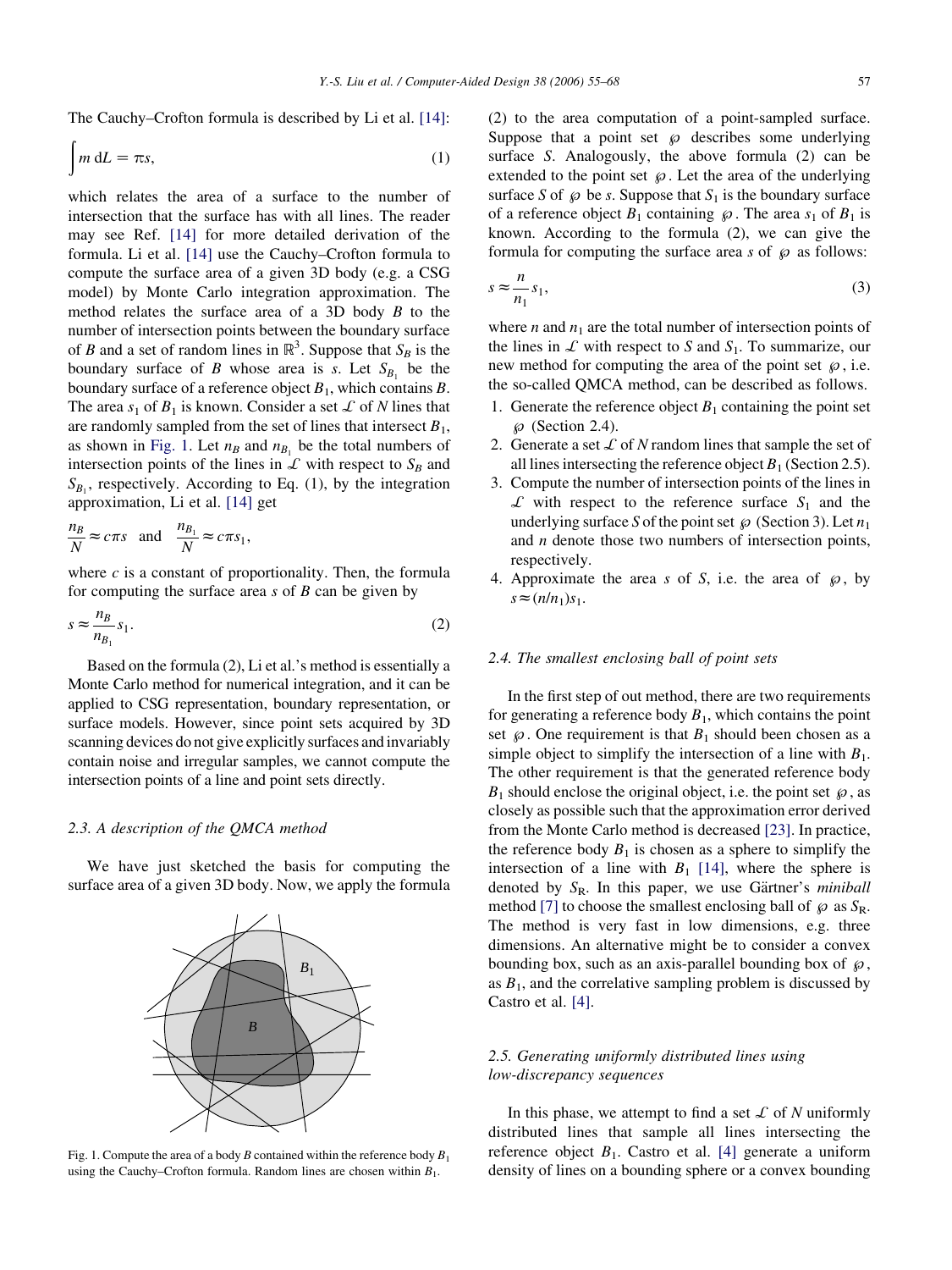The Cauchy–Crofton formula is described by Li et al. [14]:

$$\int m \, \mathrm{d}L = \pi s, \tag{1}$$

which relates the area of a surface to the number of intersection that the surface has with all lines. The reader may see Ref. [14] for more detailed derivation of the formula. Li et al. [14] use the Cauchy–Crofton formula to compute the surface area of a given 3D body (e.g. a CSG model) by Monte Carlo integration approximation. The method relates the surface area of a 3D body $B$ to the number of intersection points between the boundary surface of $B$ and a set of random lines in $\mathbb{R}^3$. Suppose that $S_B$ is the boundary surface of $B$ whose area is $s$. Let $S_{B_1}$ be the boundary surface of a reference object $B_1$, which contains $B$. The area $s_1$ of $B_1$ is known. Consider a set $\mathcal{L}$ of $N$ lines that are randomly sampled from the set of lines that intersect $B_1$, as shown in Fig. 1. Let $n_B$ and $n_{B_1}$ be the total numbers of intersection points of the lines in $\mathcal{L}$ with respect to $S_B$ and $S_{B_1}$, respectively. According to Eq. (1), by the integration approximation, Li et al. [14] get

$$\frac{n_B}{N} \approx c\pi s \quad \text{and} \quad \frac{n_{B_1}}{N} \approx c\pi s_1,$$

where $c$ is a constant of proportionality. Then, the formula for computing the surface area $s$ of $B$ can be given by

$$s \approx \frac{n_B}{n_{B_1}} s_1. \tag{2}$$

Based on the formula (2), Li et al.'s method is essentially a Monte Carlo method for numerical integration, and it can be applied to CSG representation, boundary representation, or surface models. However, since point sets acquired by 3D scanning devices do not give explicitly surfaces and invariably contain noise and irregular samples, we cannot compute the intersection points of a line and point sets directly.

### 2.3. A description of the QMCA method

We have just sketched the basis for computing the surface area of a given 3D body. Now, we apply the formula (2) to the area computation of a point-sampled surface. Suppose that a point set $\wp$ describes some underlying surface $S$. Analogously, the above formula (2) can be extended to the point set $\wp$. Let the area of the underlying surface $S$ of $\wp$ be $s$. Suppose that $S_1$ is the boundary surface of a reference object $B_1$ containing $\wp$. The area $s_1$ of $B_1$ is known. According to the formula (2), we can give the formula for computing the surface area $s$ of $\wp$ as follows:

$$s \approx \frac{n}{n_1} s_1, \tag{3}$$

where $n$ and $n_1$ are the total number of intersection points of the lines in $\mathcal{L}$ with respect to $S$ and $S_1$. To summarize, our new method for computing the area of the point set $\wp$, i.e. the so-called QMCA method, can be described as follows.

1. Generate the reference object $B_1$ containing the point set $\wp$ (Section 2.4).
2. Generate a set $\mathcal{L}$ of $N$ random lines that sample the set of all lines intersecting the reference object $B_1$ (Section 2.5).
3. Compute the number of intersection points of the lines in $\mathcal{L}$ with respect to the reference surface $S_1$ and the underlying surface $S$ of the point set $\wp$ (Section 3). Let $n_1$ and $n$ denote those two numbers of intersection points, respectively.
4. Approximate the area $s$ of $S$, i.e. the area of $\wp$, by $s \approx (n/n_1)s_1$.

Fig. 1. Compute the area of a body $B$ contained within the reference body $B_1$ using the Cauchy–Crofton formula. Random lines are chosen within $B_1$.

### 2.4. The smallest enclosing ball of point sets

In the first step of out method, there are two requirements for generating a reference body $B_1$, which contains the point set $\wp$. One requirement is that $B_1$ should been chosen as a simple object to simplify the intersection of a line with $B_1$. The other requirement is that the generated reference body $B_1$ should enclose the original object, i.e. the point set $\wp$, as closely as possible such that the approximation error derived from the Monte Carlo method is decreased [23]. In practice, the reference body $B_1$ is chosen as a sphere to simplify the intersection of a line with $B_1$ [14], where the sphere is denoted by $S_R$. In this paper, we use Gärtner's *miniball* method [7] to choose the smallest enclosing ball of $\wp$ as $S_R$. The method is very fast in low dimensions, e.g. three dimensions. An alternative might be to consider a convex bounding box, such as an axis-parallel bounding box of $\wp$, as $B_1$, and the correlative sampling problem is discussed by Castro et al. [4].

### 2.5. Generating uniformly distributed lines using low-discrepancy sequences

In this phase, we attempt to find a set $\mathcal{L}$ of $N$ uniformly distributed lines that sample all lines intersecting the reference object $B_1$. Castro et al. [4] generate a uniform density of lines on a bounding sphere or a convex bounding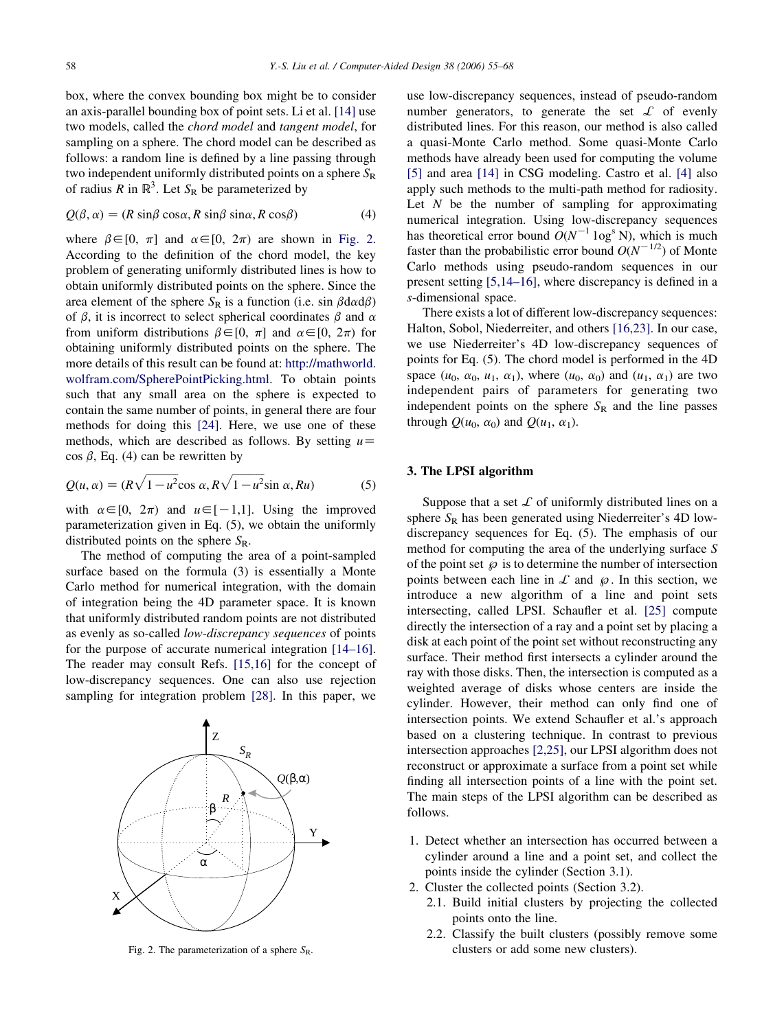box, where the convex bounding box might be to consider an axis-parallel bounding box of point sets. Li et al. [14] use two models, called the *chord model* and *tangent model*, for sampling on a sphere. The chord model can be described as follows: a random line is defined by a line passing through two independent uniformly distributed points on a sphere $S_R$ of radius $R$ in $\mathbb{R}^3$. Let $S_R$ be parameterized by

$$Q(\beta,\alpha) = (R\sin\beta\cos\alpha, R\sin\beta\sin\alpha, R\cos\beta) \tag{4}$$

where $\beta\in[0, \pi]$ and $\alpha\in[0, 2\pi)$ are shown in Fig. 2. According to the definition of the chord model, the key problem of generating uniformly distributed lines is how to obtain uniformly distributed points on the sphere. Since the area element of the sphere $S_R$ is a function (i.e. $\sin\beta d\alpha d\beta$) of $\beta$, it is incorrect to select spherical coordinates $\beta$ and $\alpha$ from uniform distributions $\beta\in[0, \pi]$ and $\alpha\in[0, 2\pi)$ for obtaining uniformly distributed points on the sphere. The more details of this result can be found at: http://mathworld.wolfram.com/SpherePointPicking.html. To obtain points such that any small area on the sphere is expected to contain the same number of points, in general there are four methods for doing this [24]. Here, we use one of these methods, which are described as follows. By setting $u=\cos\beta$, Eq. (4) can be rewritten by

$$Q(u,\alpha) = (R\sqrt{1-u^2}\cos\alpha, R\sqrt{1-u^2}\sin\alpha, Ru) \tag{5}$$

with $\alpha\in[0, 2\pi)$ and $u\in[-1,1]$. Using the improved parameterization given in Eq. (5), we obtain the uniformly distributed points on the sphere $S_R$.

The method of computing the area of a point-sampled surface based on the formula (3) is essentially a Monte Carlo method for numerical integration, with the domain of integration being the 4D parameter space. It is known that uniformly distributed random points are not distributed as evenly as so-called *low-discrepancy sequences* of points for the purpose of accurate numerical integration [14–16]. The reader may consult Refs. [15,16] for the concept of low-discrepancy sequences. One can also use rejection sampling for integration problem [28]. In this paper, we use low-discrepancy sequences, instead of pseudo-random number generators, to generate the set $\mathcal{L}$ of evenly distributed lines. For this reason, our method is also called a quasi-Monte Carlo method. Some quasi-Monte Carlo methods have already been used for computing the volume [5] and area [14] in CSG modeling. Castro et al. [4] also apply such methods to the multi-path method for radiosity. Let $N$ be the number of sampling for approximating numerical integration. Using low-discrepancy sequences has theoretical error bound $O(N^{-1}\log^s N)$, which is much faster than the probabilistic error bound $O(N^{-1/2})$ of Monte Carlo methods using pseudo-random sequences in our present setting [5,14–16], where discrepancy is defined in a $s$-dimensional space.

Fig. 2. The parameterization of a sphere $S_R$.

There exists a lot of different low-discrepancy sequences: Halton, Sobol, Niederreiter, and others [16,23]. In our case, we use Niederreiter's 4D low-discrepancy sequences of points for Eq. (5). The chord model is performed in the 4D space $(u_0, \alpha_0, u_1, \alpha_1)$, where $(u_0, \alpha_0)$ and $(u_1, \alpha_1)$ are two independent pairs of parameters for generating two independent points on the sphere $S_R$ and the line passes through $Q(u_0, \alpha_0)$ and $Q(u_1, \alpha_1)$.

## 3. The LPSI algorithm

Suppose that a set $\mathcal{L}$ of uniformly distributed lines on a sphere $S_R$ has been generated using Niederreiter's 4D low-discrepancy sequences for Eq. (5). The emphasis of our method for computing the area of the underlying surface $S$ of the point set $\wp$ is to determine the number of intersection points between each line in $\mathcal{L}$ and $\wp$. In this section, we introduce a new algorithm of a line and point sets intersecting, called LPSI. Schaufler et al. [25] compute directly the intersection of a ray and a point set by placing a disk at each point of the point set without reconstructing any surface. Their method first intersects a cylinder around the ray with those disks. Then, the intersection is computed as a weighted average of disks whose centers are inside the cylinder. However, their method can only find one of intersection points. We extend Schaufler et al.'s approach based on a clustering technique. In contrast to previous intersection approaches [2,25], our LPSI algorithm does not reconstruct or approximate a surface from a point set while finding all intersection points of a line with the point set. The main steps of the LPSI algorithm can be described as follows.

1. Detect whether an intersection has occurred between a cylinder around a line and a point set, and collect the points inside the cylinder (Section 3.1).
2. Cluster the collected points (Section 3.2).
   2.1. Build initial clusters by projecting the collected points onto the line.
   2.2. Classify the built clusters (possibly remove some clusters or add some new clusters).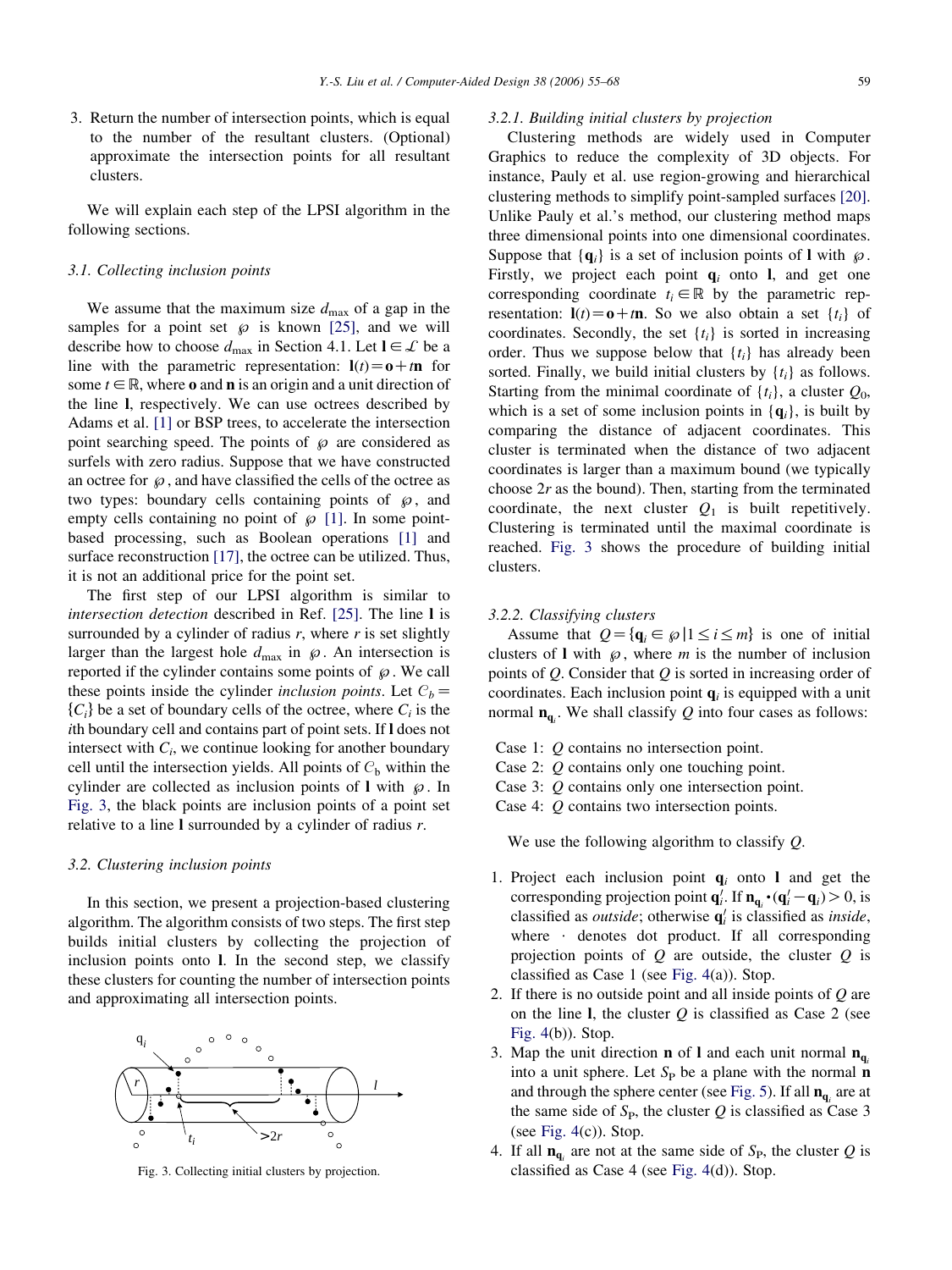3. Return the number of intersection points, which is equal to the number of the resultant clusters. (Optional) approximate the intersection points for all resultant clusters.

We will explain each step of the LPSI algorithm in the following sections.

### 3.1. Collecting inclusion points

We assume that the maximum size $d_{\max}$ of a gap in the samples for a point set $\wp$ is known [25], and we will describe how to choose $d_{\max}$ in Section 4.1. Let $\mathbf{l} \in \mathcal{L}$ be a line with the parametric representation: $\mathbf{l}(t) = \mathbf{o} + t\mathbf{n}$ for some $t \in \mathbb{R}$, where $\mathbf{o}$ and $\mathbf{n}$ is an origin and a unit direction of the line $\mathbf{l}$, respectively. We can use octrees described by Adams et al. [1] or BSP trees, to accelerate the intersection point searching speed. The points of $\wp$ are considered as surfels with zero radius. Suppose that we have constructed an octree for $\wp$, and have classified the cells of the octree as two types: boundary cells containing points of $\wp$, and empty cells containing no point of $\wp$ [1]. In some point-based processing, such as Boolean operations [1] and surface reconstruction [17], the octree can be utilized. Thus, it is not an additional price for the point set.

The first step of our LPSI algorithm is similar to *intersection detection* described in Ref. [25]. The line $\mathbf{l}$ is surrounded by a cylinder of radius $r$, where $r$ is set slightly larger than the largest hole $d_{\max}$ in $\wp$. An intersection is reported if the cylinder contains some points of $\wp$. We call these points inside the cylinder *inclusion points*. Let $\mathcal{C}_b = \{C_i\}$ be a set of boundary cells of the octree, where $C_i$ is the $i$th boundary cell and contains part of point sets. If $\mathbf{l}$ does not intersect with $C_i$, we continue looking for another boundary cell until the intersection yields. All points of $\mathcal{C}_b$ within the cylinder are collected as inclusion points of $\mathbf{l}$ with $\wp$. In Fig. 3, the black points are inclusion points of a point set relative to a line $\mathbf{l}$ surrounded by a cylinder of radius $r$.

### 3.2. Clustering inclusion points

In this section, we present a projection-based clustering algorithm. The algorithm consists of two steps. The first step builds initial clusters by collecting the projection of inclusion points onto $\mathbf{l}$. In the second step, we classify these clusters for counting the number of intersection points and approximating all intersection points.

Fig. 3. Collecting initial clusters by projection.

#### 3.2.1. Building initial clusters by projection

Clustering methods are widely used in Computer Graphics to reduce the complexity of 3D objects. For instance, Pauly et al. use region-growing and hierarchical clustering methods to simplify point-sampled surfaces [20]. Unlike Pauly et al.'s method, our clustering method maps three dimensional points into one dimensional coordinates. Suppose that $\{\mathbf{q}_i\}$ is a set of inclusion points of $\mathbf{l}$ with $\wp$. Firstly, we project each point $\mathbf{q}_i$ onto $\mathbf{l}$, and get one corresponding coordinate $t_i \in \mathbb{R}$ by the parametric representation: $\mathbf{l}(t) = \mathbf{o} + t\mathbf{n}$. So we also obtain a set $\{t_i\}$ of coordinates. Secondly, the set $\{t_i\}$ is sorted in increasing order. Thus we suppose below that $\{t_i\}$ has already been sorted. Finally, we build initial clusters by $\{t_i\}$ as follows. Starting from the minimal coordinate of $\{t_i\}$, a cluster $Q_0$, which is a set of some inclusion points in $\{\mathbf{q}_i\}$, is built by comparing the distance of adjacent coordinates. This cluster is terminated when the distance of two adjacent coordinates is larger than a maximum bound (we typically choose $2r$ as the bound). Then, starting from the terminated coordinate, the next cluster $Q_1$ is built repetitively. Clustering is terminated until the maximal coordinate is reached. Fig. 3 shows the procedure of building initial clusters.

#### 3.2.2. Classifying clusters

Assume that $Q = \{\mathbf{q}_i \in \wp \mid 1 \le i \le m\}$ is one of initial clusters of $\mathbf{l}$ with $\wp$, where $m$ is the number of inclusion points of $Q$. Consider that $Q$ is sorted in increasing order of coordinates. Each inclusion point $\mathbf{q}_i$ is equipped with a unit normal $\mathbf{n}_{\mathbf{q}_i}$. We shall classify $Q$ into four cases as follows:

Case 1: $Q$ contains no intersection point.
Case 2: $Q$ contains only one touching point.
Case 3: $Q$ contains only one intersection point.
Case 4: $Q$ contains two intersection points.

We use the following algorithm to classify $Q$.

1. Project each inclusion point $\mathbf{q}_i$ onto $\mathbf{l}$ and get the corresponding projection point $\mathbf{q}_i'$. If $\mathbf{n}_{\mathbf{q}_i} \cdot (\mathbf{q}_i' - \mathbf{q}_i) > 0$, is classified as *outside*; otherwise $\mathbf{q}_i'$ is classified as *inside*, where $\cdot$ denotes dot product. If all corresponding projection points of $Q$ are outside, the cluster $Q$ is classified as Case 1 (see Fig. 4(a)). Stop.
2. If there is no outside point and all inside points of $Q$ are on the line $\mathbf{l}$, the cluster $Q$ is classified as Case 2 (see Fig. 4(b)). Stop.
3. Map the unit direction $\mathbf{n}$ of $\mathbf{l}$ and each unit normal $\mathbf{n}_{\mathbf{q}_i}$ into a unit sphere. Let $S_P$ be a plane with the normal $\mathbf{n}$ and through the sphere center (see Fig. 5). If all $\mathbf{n}_{\mathbf{q}_i}$ are at the same side of $S_P$, the cluster $Q$ is classified as Case 3 (see Fig. 4(c)). Stop.
4. If all $\mathbf{n}_{\mathbf{q}_i}$ are not at the same side of $S_P$, the cluster $Q$ is classified as Case 4 (see Fig. 4(d)). Stop.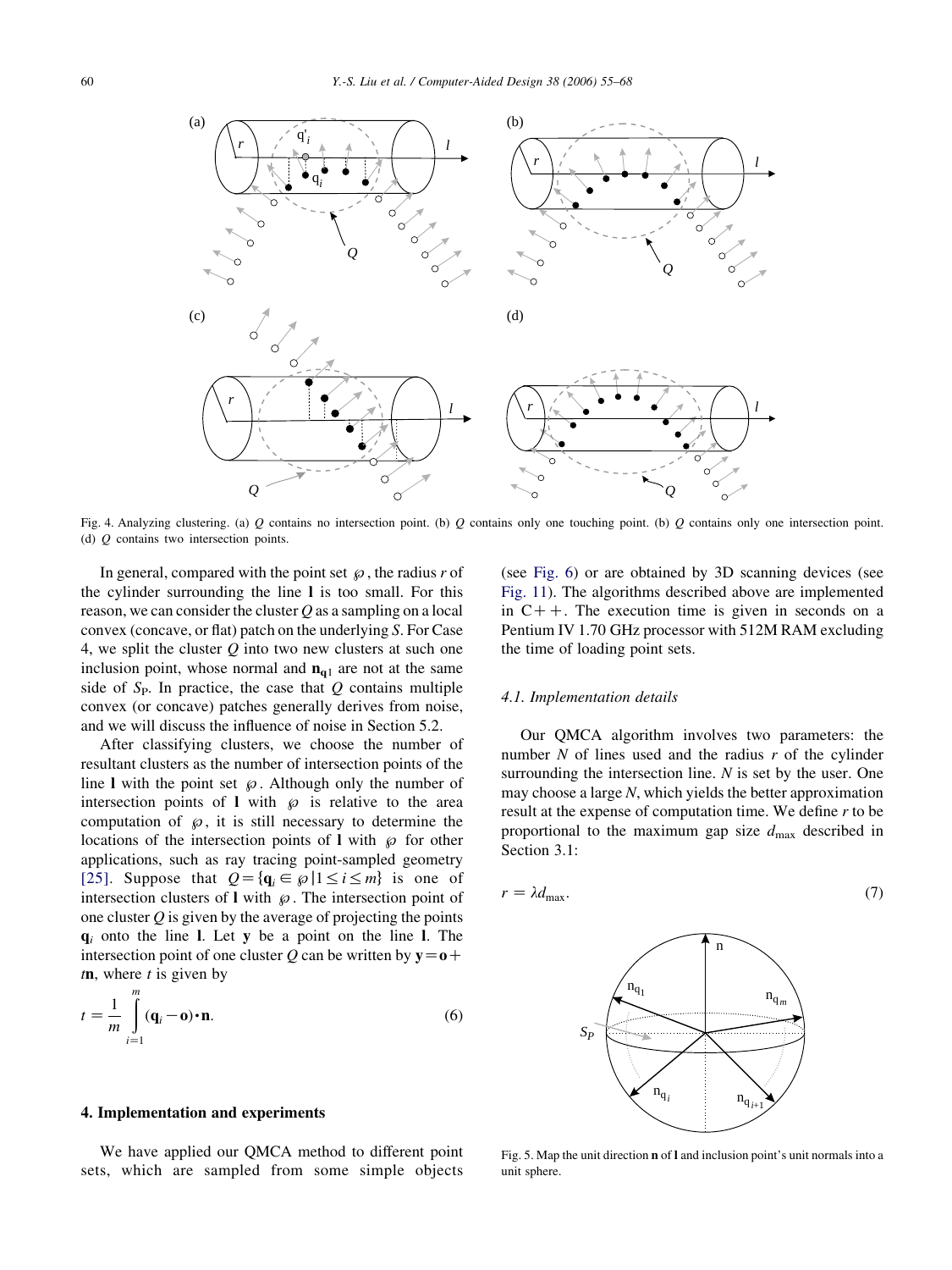Fig. 4. Analyzing clustering. (a) $Q$ contains no intersection point. (b) $Q$ contains only one touching point. (b) $Q$ contains only one intersection point. (d) $Q$ contains two intersection points.

In general, compared with the point set $\wp$, the radius $r$ of the cylinder surrounding the line $\mathbf{l}$ is too small. For this reason, we can consider the cluster $Q$ as a sampling on a local convex (concave, or flat) patch on the underlying $S$. For Case 4, we split the cluster $Q$ into two new clusters at such one inclusion point, whose normal and $\mathbf{n}_{\mathbf{q}1}$ are not at the same side of $S_{\mathrm{P}}$. In practice, the case that $Q$ contains multiple convex (or concave) patches generally derives from noise, and we will discuss the influence of noise in Section 5.2.

After classifying clusters, we choose the number of resultant clusters as the number of intersection points of the line $\mathbf{l}$ with the point set $\wp$. Although only the number of intersection points of $\mathbf{l}$ with $\wp$ is relative to the area computation of $\wp$, it is still necessary to determine the locations of the intersection points of $\mathbf{l}$ with $\wp$ for other applications, such as ray tracing point-sampled geometry [25]. Suppose that $Q=\{\mathbf{q}_i \in \wp \,|\, 1 \le i \le m\}$ is one of intersection clusters of $\mathbf{l}$ with $\wp$. The intersection point of one cluster $Q$ is given by the average of projecting the points $\mathbf{q}_i$ onto the line $\mathbf{l}$. Let $\mathbf{y}$ be a point on the line $\mathbf{l}$. The intersection point of one cluster $Q$ can be written by $\mathbf{y}=\mathbf{o}+t\mathbf{n}$, where $t$ is given by

$$t = \frac{1}{m}\int_{i=1}^{m} (\mathbf{q}_i - \mathbf{o})\cdot\mathbf{n}. \tag{6}$$

## 4. Implementation and experiments

We have applied our QMCA method to different point sets, which are sampled from some simple objects (see Fig. 6) or are obtained by 3D scanning devices (see Fig. 11). The algorithms described above are implemented in C++. The execution time is given in seconds on a Pentium IV 1.70 GHz processor with 512M RAM excluding the time of loading point sets.

### 4.1. Implementation details

Our QMCA algorithm involves two parameters: the number $N$ of lines used and the radius $r$ of the cylinder surrounding the intersection line. $N$ is set by the user. One may choose a large $N$, which yields the better approximation result at the expense of computation time. We define $r$ to be proportional to the maximum gap size $d_{\max}$ described in Section 3.1:

$$r = \lambda d_{\max}. \tag{7}$$

Fig. 5. Map the unit direction $\mathbf{n}$ of $\mathbf{l}$ and inclusion point's unit normals into a unit sphere.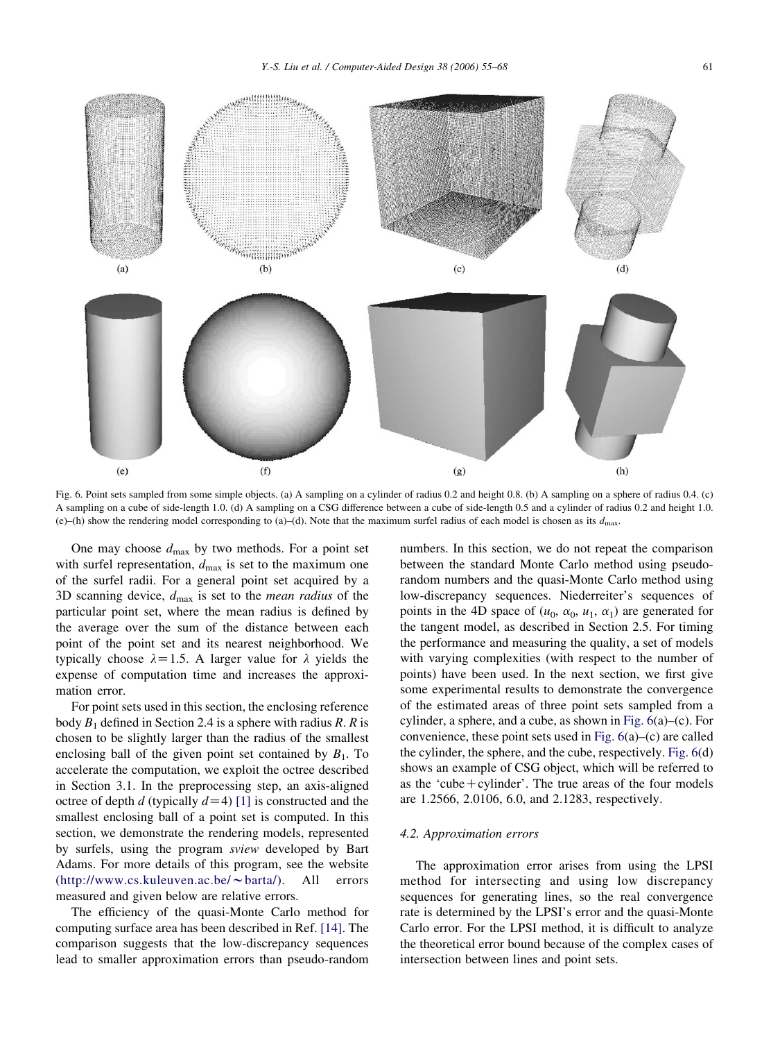Fig. 6. Point sets sampled from some simple objects. (a) A sampling on a cylinder of radius 0.2 and height 0.8. (b) A sampling on a sphere of radius 0.4. (c) A sampling on a cube of side-length 1.0. (d) A sampling on a CSG difference between a cube of side-length 0.5 and a cylinder of radius 0.2 and height 1.0. (e)–(h) show the rendering model corresponding to (a)–(d). Note that the maximum surfel radius of each model is chosen as its $d_{\max}$.

One may choose $d_{\max}$ by two methods. For a point set with surfel representation, $d_{\max}$ is set to the maximum one of the surfel radii. For a general point set acquired by a 3D scanning device, $d_{\max}$ is set to the *mean radius* of the particular point set, where the mean radius is defined by the average over the sum of the distance between each point of the point set and its nearest neighborhood. We typically choose $\lambda = 1.5$. A larger value for $\lambda$ yields the expense of computation time and increases the approximation error.

For point sets used in this section, the enclosing reference body $B_1$ defined in Section 2.4 is a sphere with radius $R$. $R$ is chosen to be slightly larger than the radius of the smallest enclosing ball of the given point set contained by $B_1$. To accelerate the computation, we exploit the octree described in Section 3.1. In the preprocessing step, an axis-aligned octree of depth $d$ (typically $d = 4$) [1] is constructed and the smallest enclosing ball of a point set is computed. In this section, we demonstrate the rendering models, represented by surfels, using the program *sview* developed by Bart Adams. For more details of this program, see the website (http://www.cs.kuleuven.ac.be/~barta/). All errors measured and given below are relative errors.

The efficiency of the quasi-Monte Carlo method for computing surface area has been described in Ref. [14]. The comparison suggests that the low-discrepancy sequences lead to smaller approximation errors than pseudo-random numbers. In this section, we do not repeat the comparison between the standard Monte Carlo method using pseudo-random numbers and the quasi-Monte Carlo method using low-discrepancy sequences. Niederreiter's sequences of points in the 4D space of ($u_0$, $\alpha_0$, $u_1$, $\alpha_1$) are generated for the tangent model, as described in Section 2.5. For timing the performance and measuring the quality, a set of models with varying complexities (with respect to the number of points) have been used. In the next section, we first give some experimental results to demonstrate the convergence of the estimated areas of three point sets sampled from a cylinder, a sphere, and a cube, as shown in Fig. 6(a)–(c). For convenience, these point sets used in Fig. 6(a)–(c) are called the cylinder, the sphere, and the cube, respectively. Fig. 6(d) shows an example of CSG object, which will be referred to as the 'cube + cylinder'. The true areas of the four models are 1.2566, 2.0106, 6.0, and 2.1283, respectively.

### 4.2. Approximation errors

The approximation error arises from using the LPSI method for intersecting and using low discrepancy sequences for generating lines, so the real convergence rate is determined by the LPSI's error and the quasi-Monte Carlo error. For the LPSI method, it is difficult to analyze the theoretical error bound because of the complex cases of intersection between lines and point sets.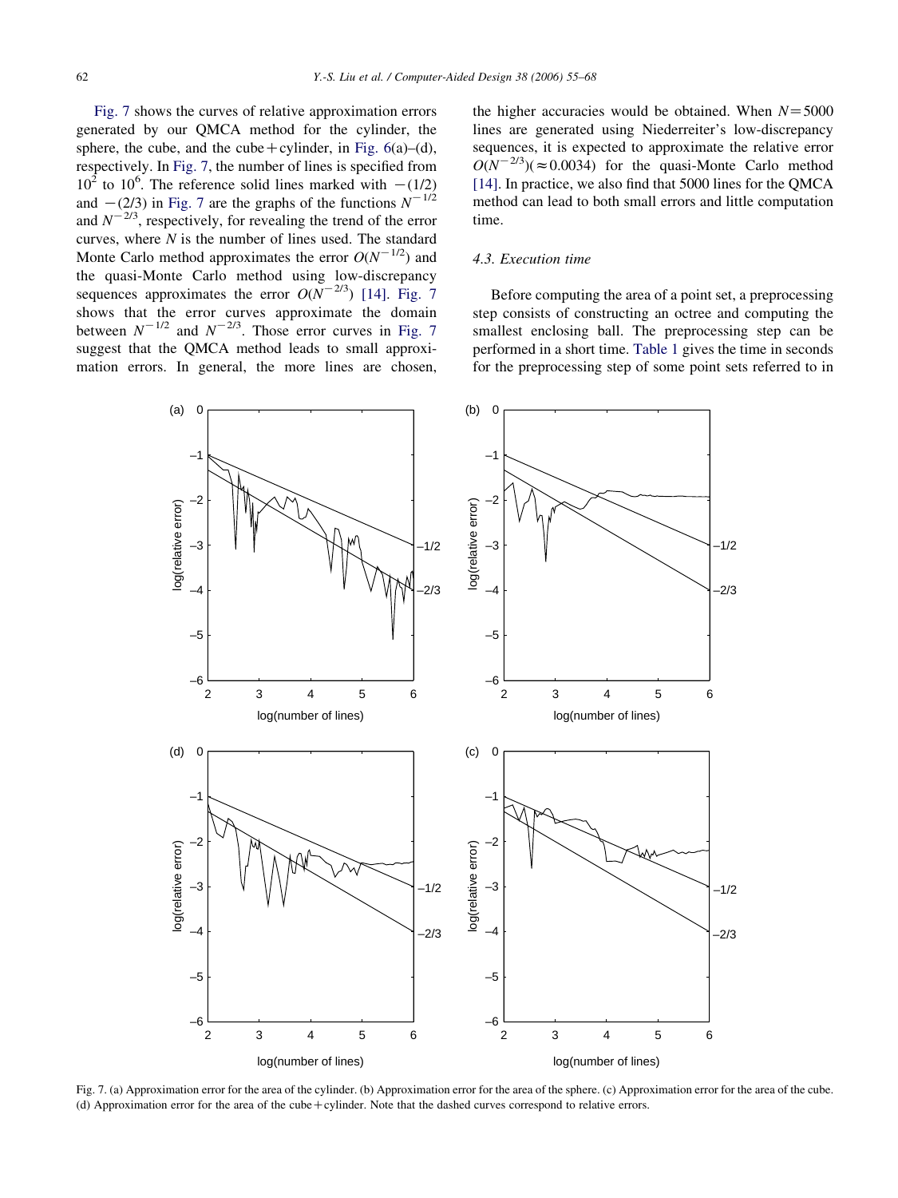Fig. 7 shows the curves of relative approximation errors generated by our QMCA method for the cylinder, the sphere, the cube, and the cube+cylinder, in Fig. 6(a)–(d), respectively. In Fig. 7, the number of lines is specified from $10^2$ to $10^6$. The reference solid lines marked with $-(1/2)$ and $-(2/3)$ in Fig. 7 are the graphs of the functions $N^{-1/2}$ and $N^{-2/3}$, respectively, for revealing the trend of the error curves, where $N$ is the number of lines used. The standard Monte Carlo method approximates the error $O(N^{-1/2})$ and the quasi-Monte Carlo method using low-discrepancy sequences approximates the error $O(N^{-2/3})$ [14]. Fig. 7 shows that the error curves approximate the domain between $N^{-1/2}$ and $N^{-2/3}$. Those error curves in Fig. 7 suggest that the QMCA method leads to small approximation errors. In general, the more lines are chosen, the higher accuracies would be obtained. When $N=5000$ lines are generated using Niederreiter's low-discrepancy sequences, it is expected to approximate the relative error $O(N^{-2/3})(\approx 0.0034)$ for the quasi-Monte Carlo method [14]. In practice, we also find that 5000 lines for the QMCA method can lead to both small errors and little computation time.

### 4.3. Execution time

Before computing the area of a point set, a preprocessing step consists of constructing an octree and computing the smallest enclosing ball. The preprocessing step can be performed in a short time. Table 1 gives the time in seconds for the preprocessing step of some point sets referred to in

Fig. 7. (a) Approximation error for the area of the cylinder. (b) Approximation error for the area of the sphere. (c) Approximation error for the area of the cube. (d) Approximation error for the area of the cube+cylinder. Note that the dashed curves correspond to relative errors.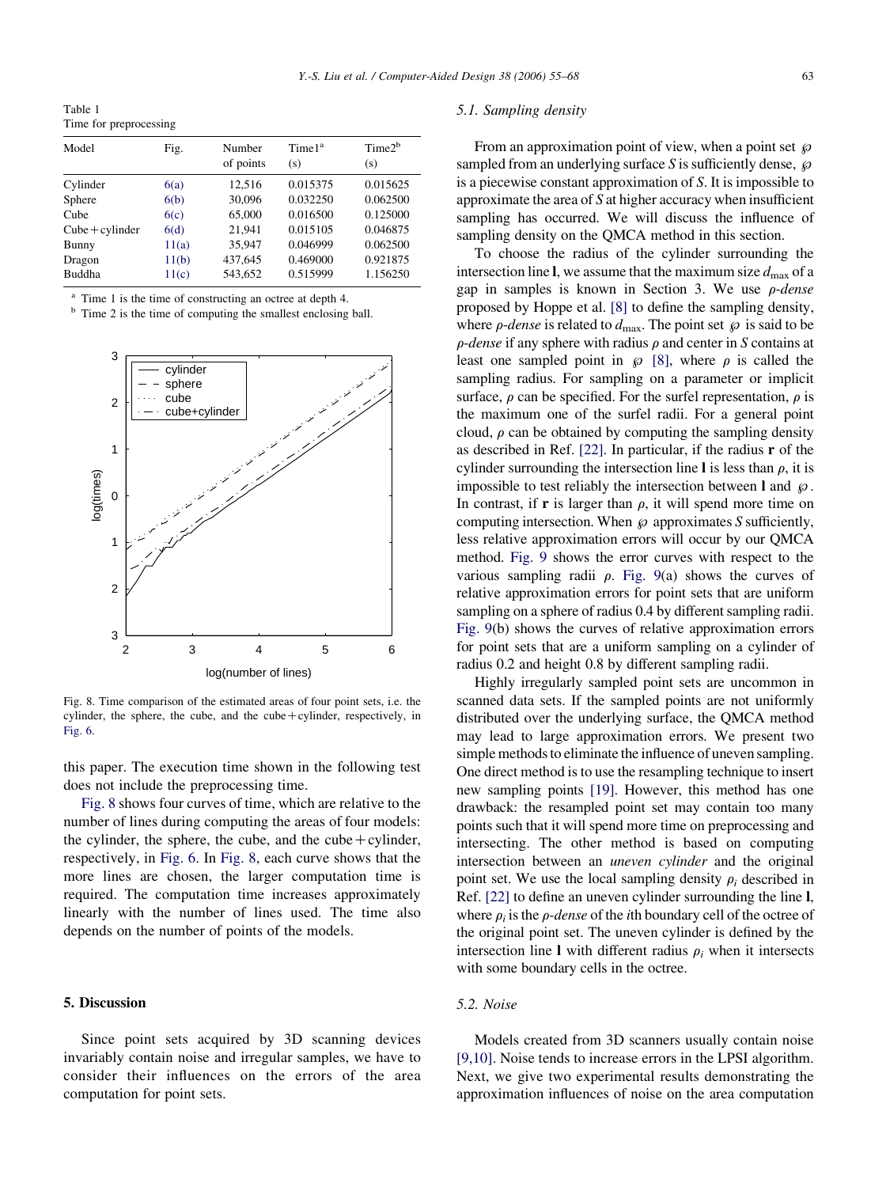Table 1
Time for preprocessing

| Model | Fig. | Number of points | Time1[a] (s) | Time2[b] (s) |
|---|---|---|---|---|
| Cylinder | 6(a) | 12,516 | 0.015375 | 0.015625 |
| Sphere | 6(b) | 30,096 | 0.032250 | 0.062500 |
| Cube | 6(c) | 65,000 | 0.016500 | 0.125000 |
| Cube + cylinder | 6(d) | 21,941 | 0.015105 | 0.046875 |
| Bunny | 11(a) | 35,947 | 0.046999 | 0.062500 |
| Dragon | 11(b) | 437,645 | 0.469000 | 0.921875 |
| Buddha | 11(c) | 543,652 | 0.515999 | 1.156250 |

[a] Time 1 is the time of constructing an octree at depth 4.

[b] Time 2 is the time of computing the smallest enclosing ball.

Fig. 8. Time comparison of the estimated areas of four point sets, i.e. the cylinder, the sphere, the cube, and the cube + cylinder, respectively, in Fig. 6.

this paper. The execution time shown in the following test does not include the preprocessing time.

Fig. 8 shows four curves of time, which are relative to the number of lines during computing the areas of four models: the cylinder, the sphere, the cube, and the cube + cylinder, respectively, in Fig. 6. In Fig. 8, each curve shows that the more lines are chosen, the larger computation time is required. The computation time increases approximately linearly with the number of lines used. The time also depends on the number of points of the models.

## 5. Discussion

Since point sets acquired by 3D scanning devices invariably contain noise and irregular samples, we have to consider their influences on the errors of the area computation for point sets.

### 5.1. Sampling density

From an approximation point of view, when a point set $\wp$ sampled from an underlying surface $S$ is sufficiently dense, $\wp$ is a piecewise constant approximation of $S$. It is impossible to approximate the area of $S$ at higher accuracy when insufficient sampling has occurred. We will discuss the influence of sampling density on the QMCA method in this section.

To choose the radius of the cylinder surrounding the intersection line $\mathbf{l}$, we assume that the maximum size $d_{\max}$ of a gap in samples is known in Section 3. We use $\rho$*-dense* proposed by Hoppe et al. [8] to define the sampling density, where $\rho$*-dense* is related to $d_{\max}$. The point set $\wp$ is said to be $\rho$*-dense* if any sphere with radius $\rho$ and center in $S$ contains at least one sampled point in $\wp$ [8], where $\rho$ is called the sampling radius. For sampling on a parameter or implicit surface, $\rho$ can be specified. For the surfel representation, $\rho$ is the maximum one of the surfel radii. For a general point cloud, $\rho$ can be obtained by computing the sampling density as described in Ref. [22]. In particular, if the radius $\mathbf{r}$ of the cylinder surrounding the intersection line $\mathbf{l}$ is less than $\rho$, it is impossible to test reliably the intersection between $\mathbf{l}$ and $\wp$. In contrast, if $\mathbf{r}$ is larger than $\rho$, it will spend more time on computing intersection. When $\wp$ approximates $S$ sufficiently, less relative approximation errors will occur by our QMCA method. Fig. 9 shows the error curves with respect to the various sampling radii $\rho$. Fig. 9(a) shows the curves of relative approximation errors for point sets that are uniform sampling on a sphere of radius 0.4 by different sampling radii. Fig. 9(b) shows the curves of relative approximation errors for point sets that are a uniform sampling on a cylinder of radius 0.2 and height 0.8 by different sampling radii.

Highly irregularly sampled point sets are uncommon in scanned data sets. If the sampled points are not uniformly distributed over the underlying surface, the QMCA method may lead to large approximation errors. We present two simple methods to eliminate the influence of uneven sampling. One direct method is to use the resampling technique to insert new sampling points [19]. However, this method has one drawback: the resampled point set may contain too many points such that it will spend more time on preprocessing and intersecting. The other method is based on computing intersection between an *uneven cylinder* and the original point set. We use the local sampling density $\rho_i$ described in Ref. [22] to define an uneven cylinder surrounding the line $\mathbf{l}$, where $\rho_i$ is the $\rho$*-dense* of the *i*th boundary cell of the octree of the original point set. The uneven cylinder is defined by the intersection line $\mathbf{l}$ with different radius $\rho_i$ when it intersects with some boundary cells in the octree.

### 5.2. Noise

Models created from 3D scanners usually contain noise [9,10]. Noise tends to increase errors in the LPSI algorithm. Next, we give two experimental results demonstrating the approximation influences of noise on the area computation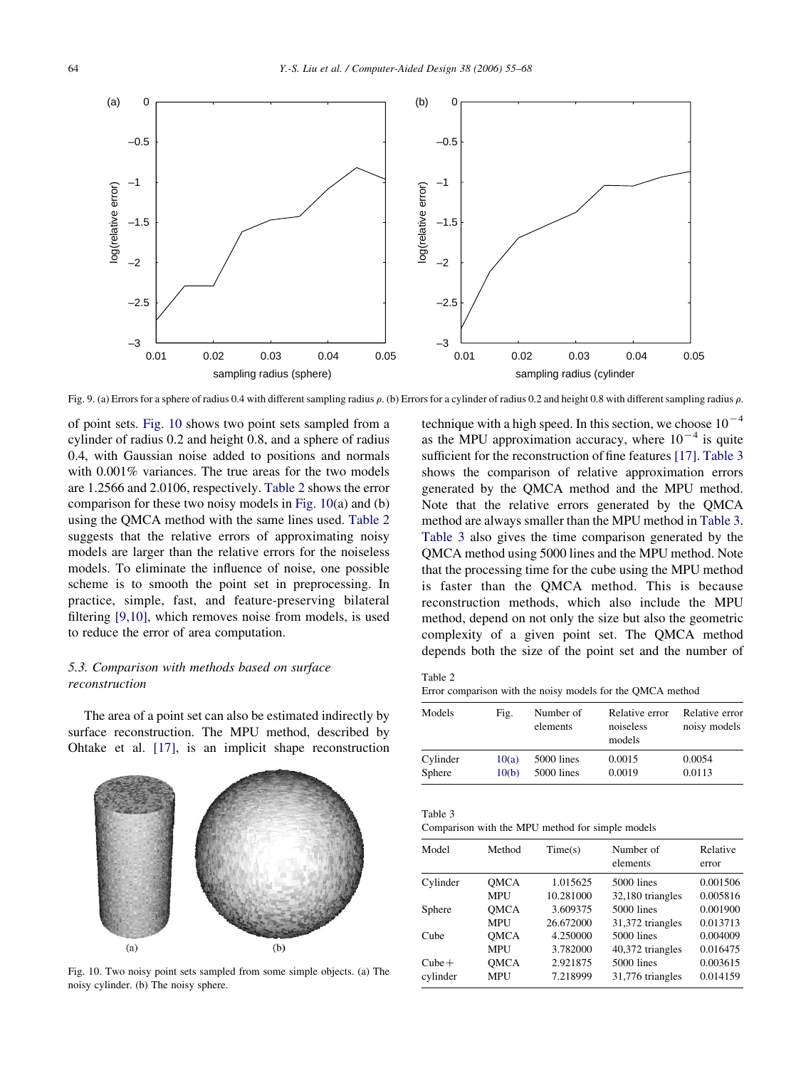Fig. 9. (a) Errors for a sphere of radius 0.4 with different sampling radius $\rho$. (b) Errors for a cylinder of radius 0.2 and height 0.8 with different sampling radius $\rho$.

of point sets. Fig. 10 shows two point sets sampled from a cylinder of radius 0.2 and height 0.8, and a sphere of radius 0.4, with Gaussian noise added to positions and normals with 0.001% variances. The true areas for the two models are 1.2566 and 2.0106, respectively. Table 2 shows the error comparison for these two noisy models in Fig. 10(a) and (b) using the QMCA method with the same lines used. Table 2 suggests that the relative errors of approximating noisy models are larger than the relative errors for the noiseless models. To eliminate the influence of noise, one possible scheme is to smooth the point set in preprocessing. In practice, simple, fast, and feature-preserving bilateral filtering [9,10], which removes noise from models, is used to reduce the error of area computation.

### 5.3. Comparison with methods based on surface reconstruction

The area of a point set can also be estimated indirectly by surface reconstruction. The MPU method, described by Ohtake et al. [17], is an implicit shape reconstruction technique with a high speed. In this section, we choose $10^{-4}$ as the MPU approximation accuracy, where $10^{-4}$ is quite sufficient for the reconstruction of fine features [17]. Table 3 shows the comparison of relative approximation errors generated by the QMCA method and the MPU method. Note that the relative errors generated by the QMCA method are always smaller than the MPU method in Table 3. Table 3 also gives the time comparison generated by the QMCA method using 5000 lines and the MPU method. Note that the processing time for the cube using the MPU method is faster than the QMCA method. This is because reconstruction methods, which also include the MPU method, depend on not only the size but also the geometric complexity of a given point set. The QMCA method depends both the size of the point set and the number of

Fig. 10. Two noisy point sets sampled from some simple objects. (a) The noisy cylinder. (b) The noisy sphere.

Table 2
Error comparison with the noisy models for the QMCA method

| Models | Fig. | Number of elements | Relative error noiseless models | Relative error noisy models |
|---|---|---|---|---|
| Cylinder | 10(a) | 5000 lines | 0.0015 | 0.0054 |
| Sphere | 10(b) | 5000 lines | 0.0019 | 0.0113 |

Table 3
Comparison with the MPU method for simple models

| Model | Method | Time(s) | Number of elements | Relative error |
|---|---|---|---|---|
| Cylinder | QMCA | 1.015625 | 5000 lines | 0.001506 |
| | MPU | 10.281000 | 32,180 triangles | 0.005816 |
| Sphere | QMCA | 3.609375 | 5000 lines | 0.001900 |
| | MPU | 26.672000 | 31,372 triangles | 0.013713 |
| Cube | QMCA | 4.250000 | 5000 lines | 0.004009 |
| | MPU | 3.782000 | 40,372 triangles | 0.016475 |
| Cube+ cylinder | QMCA | 2.921875 | 5000 lines | 0.003615 |
| | MPU | 7.218999 | 31,776 triangles | 0.014159 |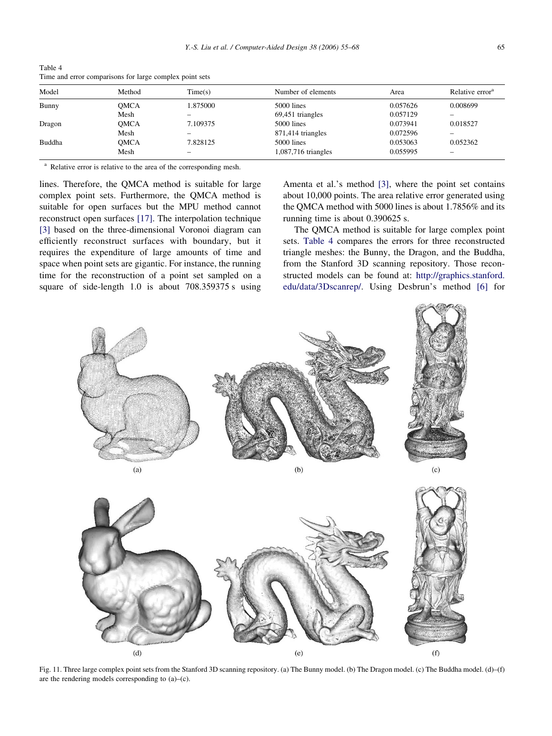Table 4
Time and error comparisons for large complex point sets

| Model | Method | Time(s) | Number of elements | Area | Relative error[a] |
|---|---|---|---|---|---|
| Bunny | QMCA | 1.875000 | 5000 lines | 0.057626 | 0.008699 |
| | Mesh | – | 69,451 triangles | 0.057129 | – |
| Dragon | QMCA | 7.109375 | 5000 lines | 0.073941 | 0.018527 |
| | Mesh | – | 871,414 triangles | 0.072596 | – |
| Buddha | QMCA | 7.828125 | 5000 lines | 0.053063 | 0.052362 |
| | Mesh | – | 1,087,716 triangles | 0.055995 | – |

[a] Relative error is relative to the area of the corresponding mesh.

lines. Therefore, the QMCA method is suitable for large complex point sets. Furthermore, the QMCA method is suitable for open surfaces but the MPU method cannot reconstruct open surfaces [17]. The interpolation technique [3] based on the three-dimensional Voronoi diagram can efficiently reconstruct surfaces with boundary, but it requires the expenditure of large amounts of time and space when point sets are gigantic. For instance, the running time for the reconstruction of a point set sampled on a square of side-length 1.0 is about 708.359375 s using Amenta et al.'s method [3], where the point set contains about 10,000 points. The area relative error generated using the QMCA method with 5000 lines is about 1.7856% and its running time is about 0.390625 s.

The QMCA method is suitable for large complex point sets. Table 4 compares the errors for three reconstructed triangle meshes: the Bunny, the Dragon, and the Buddha, from the Stanford 3D scanning repository. Those reconstructed models can be found at: http://graphics.stanford.edu/data/3Dscanrep/. Using Desbrun's method [6] for

Fig. 11. Three large complex point sets from the Stanford 3D scanning repository. (a) The Bunny model. (b) The Dragon model. (c) The Buddha model. (d)–(f) are the rendering models corresponding to (a)–(c).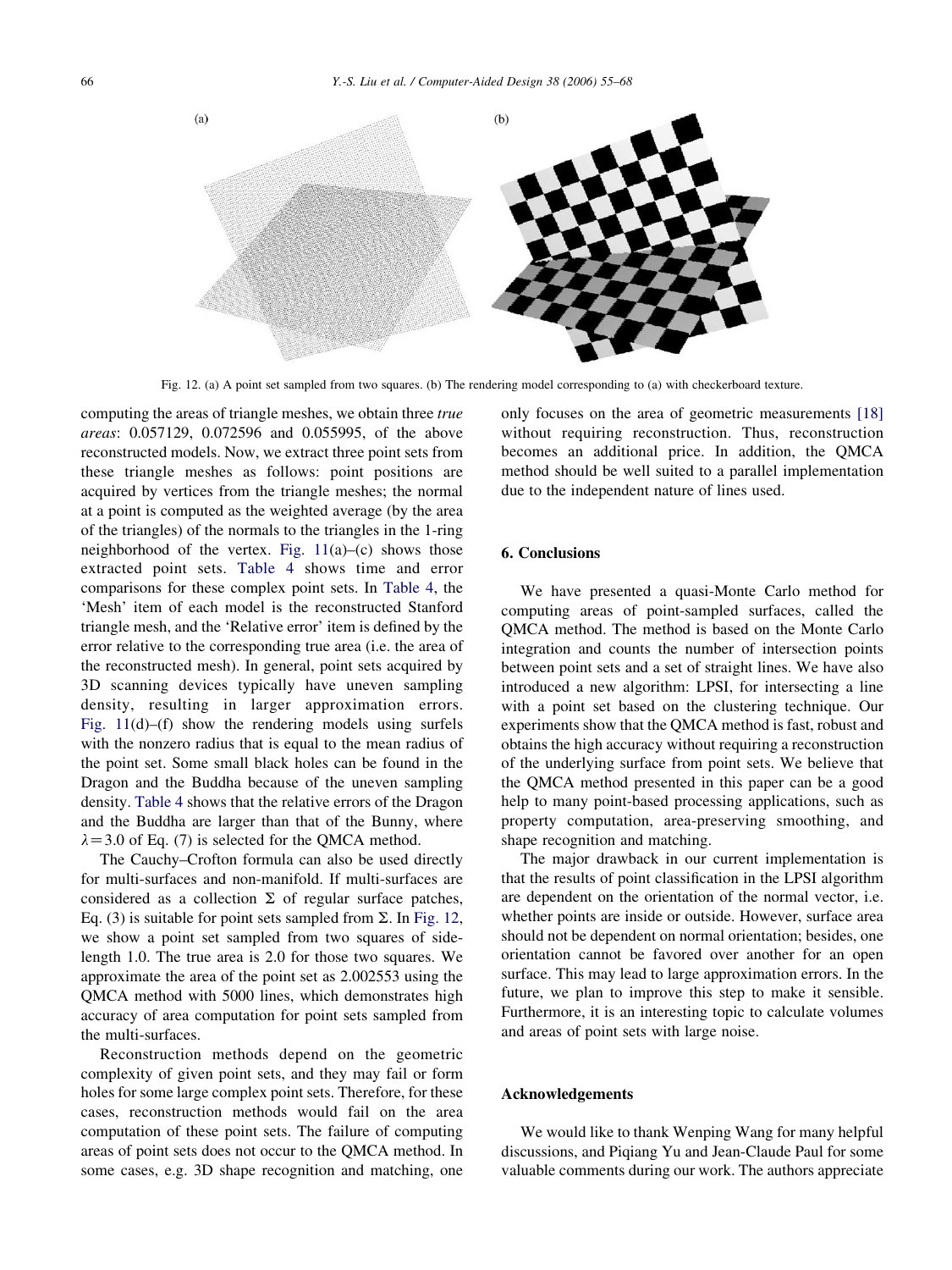Fig. 12. (a) A point set sampled from two squares. (b) The rendering model corresponding to (a) with checkerboard texture.

computing the areas of triangle meshes, we obtain three *true areas*: 0.057129, 0.072596 and 0.055995, of the above reconstructed models. Now, we extract three point sets from these triangle meshes as follows: point positions are acquired by vertices from the triangle meshes; the normal at a point is computed as the weighted average (by the area of the triangles) of the normals to the triangles in the 1-ring neighborhood of the vertex. Fig. 11(a)–(c) shows those extracted point sets. Table 4 shows time and error comparisons for these complex point sets. In Table 4, the 'Mesh' item of each model is the reconstructed Stanford triangle mesh, and the 'Relative error' item is defined by the error relative to the corresponding true area (i.e. the area of the reconstructed mesh). In general, point sets acquired by 3D scanning devices typically have uneven sampling density, resulting in larger approximation errors. Fig. 11(d)–(f) show the rendering models using surfels with the nonzero radius that is equal to the mean radius of the point set. Some small black holes can be found in the Dragon and the Buddha because of the uneven sampling density. Table 4 shows that the relative errors of the Dragon and the Buddha are larger than that of the Bunny, where $\lambda = 3.0$ of Eq. (7) is selected for the QMCA method.

The Cauchy–Crofton formula can also be used directly for multi-surfaces and non-manifold. If multi-surfaces are considered as a collection $\Sigma$ of regular surface patches, Eq. (3) is suitable for point sets sampled from $\Sigma$. In Fig. 12, we show a point set sampled from two squares of side-length 1.0. The true area is 2.0 for those two squares. We approximate the area of the point set as 2.002553 using the QMCA method with 5000 lines, which demonstrates high accuracy of area computation for point sets sampled from the multi-surfaces.

Reconstruction methods depend on the geometric complexity of given point sets, and they may fail or form holes for some large complex point sets. Therefore, for these cases, reconstruction methods would fail on the area computation of these point sets. The failure of computing areas of point sets does not occur to the QMCA method. In some cases, e.g. 3D shape recognition and matching, one only focuses on the area of geometric measurements [18] without requiring reconstruction. Thus, reconstruction becomes an additional price. In addition, the QMCA method should be well suited to a parallel implementation due to the independent nature of lines used.

## 6. Conclusions

We have presented a quasi-Monte Carlo method for computing areas of point-sampled surfaces, called the QMCA method. The method is based on the Monte Carlo integration and counts the number of intersection points between point sets and a set of straight lines. We have also introduced a new algorithm: LPSI, for intersecting a line with a point set based on the clustering technique. Our experiments show that the QMCA method is fast, robust and obtains the high accuracy without requiring a reconstruction of the underlying surface from point sets. We believe that the QMCA method presented in this paper can be a good help to many point-based processing applications, such as property computation, area-preserving smoothing, and shape recognition and matching.

The major drawback in our current implementation is that the results of point classification in the LPSI algorithm are dependent on the orientation of the normal vector, i.e. whether points are inside or outside. However, surface area should not be dependent on normal orientation; besides, one orientation cannot be favored over another for an open surface. This may lead to large approximation errors. In the future, we plan to improve this step to make it sensible. Furthermore, it is an interesting topic to calculate volumes and areas of point sets with large noise.

## Acknowledgements

We would like to thank Wenping Wang for many helpful discussions, and Piqiang Yu and Jean-Claude Paul for some valuable comments during our work. The authors appreciate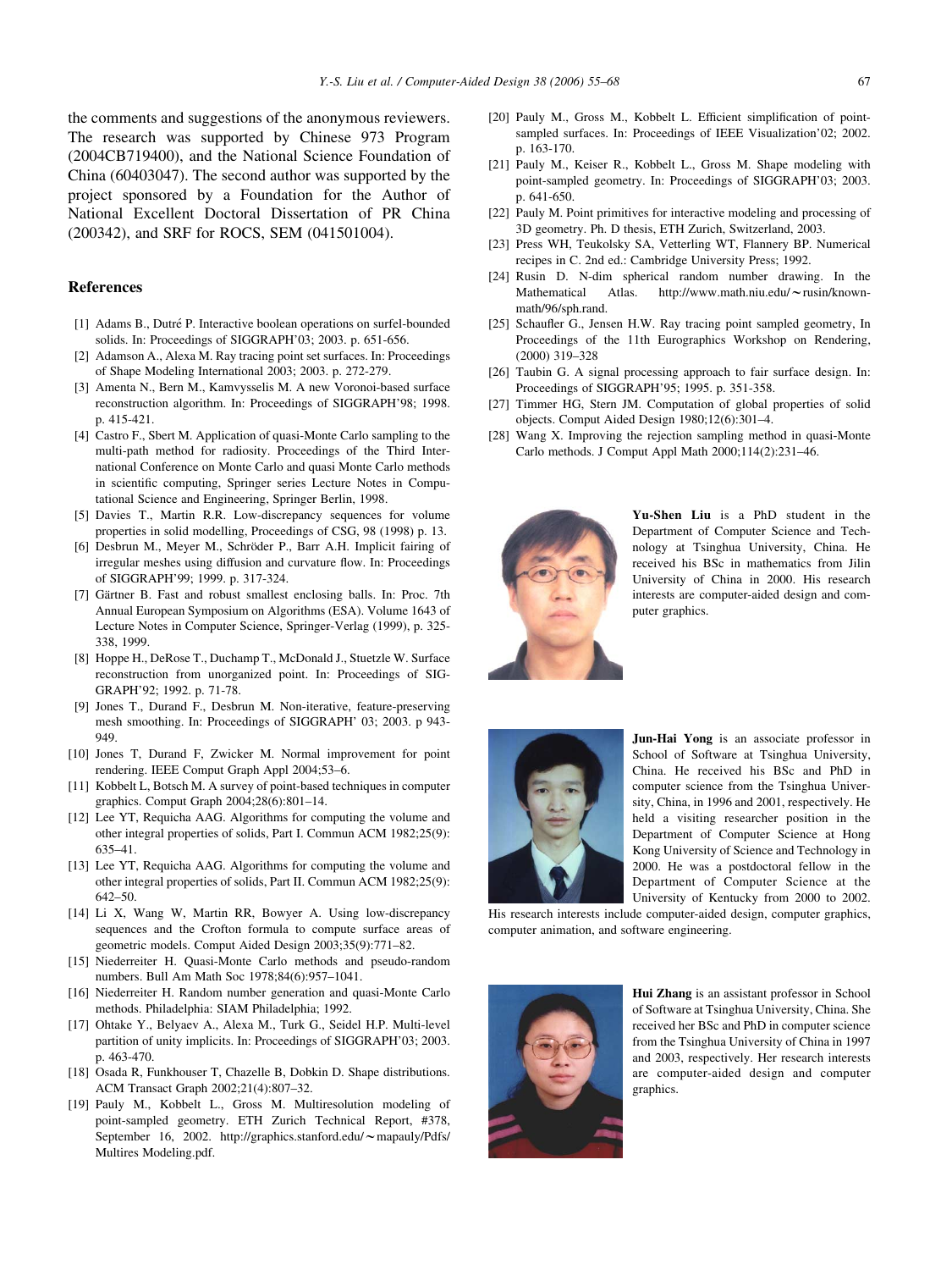the comments and suggestions of the anonymous reviewers. The research was supported by Chinese 973 Program (2004CB719400), and the National Science Foundation of China (60403047). The second author was supported by the project sponsored by a Foundation for the Author of National Excellent Doctoral Dissertation of PR China (200342), and SRF for ROCS, SEM (041501004).

## References

[1] Adams B., Dutré P. Interactive boolean operations on surfel-bounded solids. In: Proceedings of SIGGRAPH'03; 2003. p. 651-656.

[2] Adamson A., Alexa M. Ray tracing point set surfaces. In: Proceedings of Shape Modeling International 2003; 2003. p. 272-279.

[3] Amenta N., Bern M., Kamvysselis M. A new Voronoi-based surface reconstruction algorithm. In: Proceedings of SIGGRAPH'98; 1998. p. 415-421.

[4] Castro F., Sbert M. Application of quasi-Monte Carlo sampling to the multi-path method for radiosity. Proceedings of the Third International Conference on Monte Carlo and quasi Monte Carlo methods in scientific computing, Springer series Lecture Notes in Computational Science and Engineering, Springer Berlin, 1998.

[5] Davies T., Martin R.R. Low-discrepancy sequences for volume properties in solid modelling, Proceedings of CSG, 98 (1998) p. 13.

[6] Desbrun M., Meyer M., Schröder P., Barr A.H. Implicit fairing of irregular meshes using diffusion and curvature flow. In: Proceedings of SIGGRAPH'99; 1999. p. 317-324.

[7] Gärtner B. Fast and robust smallest enclosing balls. In: Proc. 7th Annual European Symposium on Algorithms (ESA). Volume 1643 of Lecture Notes in Computer Science, Springer-Verlag (1999), p. 325-338, 1999.

[8] Hoppe H., DeRose T., Duchamp T., McDonald J., Stuetzle W. Surface reconstruction from unorganized point. In: Proceedings of SIGGRAPH'92; 1992. p. 71-78.

[9] Jones T., Durand F., Desbrun M. Non-iterative, feature-preserving mesh smoothing. In: Proceedings of SIGGRAPH' 03; 2003. p 943-949.

[10] Jones T, Durand F, Zwicker M. Normal improvement for point rendering. IEEE Comput Graph Appl 2004;53–6.

[11] Kobbelt L, Botsch M. A survey of point-based techniques in computer graphics. Comput Graph 2004;28(6):801–14.

[12] Lee YT, Requicha AAG. Algorithms for computing the volume and other integral properties of solids, Part I. Commun ACM 1982;25(9): 635–41.

[13] Lee YT, Requicha AAG. Algorithms for computing the volume and other integral properties of solids, Part II. Commun ACM 1982;25(9): 642–50.

[14] Li X, Wang W, Martin RR, Bowyer A. Using low-discrepancy sequences and the Crofton formula to compute surface areas of geometric models. Comput Aided Design 2003;35(9):771–82.

[15] Niederreiter H. Quasi-Monte Carlo methods and pseudo-random numbers. Bull Am Math Soc 1978;84(6):957–1041.

[16] Niederreiter H. Random number generation and quasi-Monte Carlo methods. Philadelphia: SIAM Philadelphia; 1992.

[17] Ohtake Y., Belyaev A., Alexa M., Turk G., Seidel H.P. Multi-level partition of unity implicits. In: Proceedings of SIGGRAPH'03; 2003. p. 463-470.

[18] Osada R, Funkhouser T, Chazelle B, Dobkin D. Shape distributions. ACM Transact Graph 2002;21(4):807–32.

[19] Pauly M., Kobbelt L., Gross M. Multiresolution modeling of point-sampled geometry. ETH Zurich Technical Report, #378, September 16, 2002. http://graphics.stanford.edu/~mapauly/Pdfs/Multires Modeling.pdf.

[20] Pauly M., Gross M., Kobbelt L. Efficient simplification of point-sampled surfaces. In: Proceedings of IEEE Visualization'02; 2002. p. 163-170.

[21] Pauly M., Keiser R., Kobbelt L., Gross M. Shape modeling with point-sampled geometry. In: Proceedings of SIGGRAPH'03; 2003. p. 641-650.

[22] Pauly M. Point primitives for interactive modeling and processing of 3D geometry. Ph. D thesis, ETH Zurich, Switzerland, 2003.

[23] Press WH, Teukolsky SA, Vetterling WT, Flannery BP. Numerical recipes in C. 2nd ed.: Cambridge University Press; 1992.

[24] Rusin D. N-dim spherical random number drawing. In the Mathematical Atlas. http://www.math.niu.edu/~rusin/known-math/96/sph.rand.

[25] Schaufler G., Jensen H.W. Ray tracing point sampled geometry, In Proceedings of the 11th Eurographics Workshop on Rendering, (2000) 319–328

[26] Taubin G. A signal processing approach to fair surface design. In: Proceedings of SIGGRAPH'95; 1995. p. 351-358.

[27] Timmer HG, Stern JM. Computation of global properties of solid objects. Comput Aided Design 1980;12(6):301–4.

[28] Wang X. Improving the rejection sampling method in quasi-Monte Carlo methods. J Comput Appl Math 2000;114(2):231–46.

**Yu-Shen Liu** is a PhD student in the Department of Computer Science and Technology at Tsinghua University, China. He received his BSc in mathematics from Jilin University of China in 2000. His research interests are computer-aided design and computer graphics.

**Jun-Hai Yong** is an associate professor in School of Software at Tsinghua University, China. He received his BSc and PhD in computer science from the Tsinghua University, China, in 1996 and 2001, respectively. He held a visiting researcher position in the Department of Computer Science at Hong Kong University of Science and Technology in 2000. He was a postdoctoral fellow in the Department of Computer Science at the University of Kentucky from 2000 to 2002. His research interests include computer-aided design, computer graphics, computer animation, and software engineering.

**Hui Zhang** is an assistant professor in School of Software at Tsinghua University, China. She received her BSc and PhD in computer science from the Tsinghua University of China in 1997 and 2003, respectively. Her research interests are computer-aided design and computer graphics.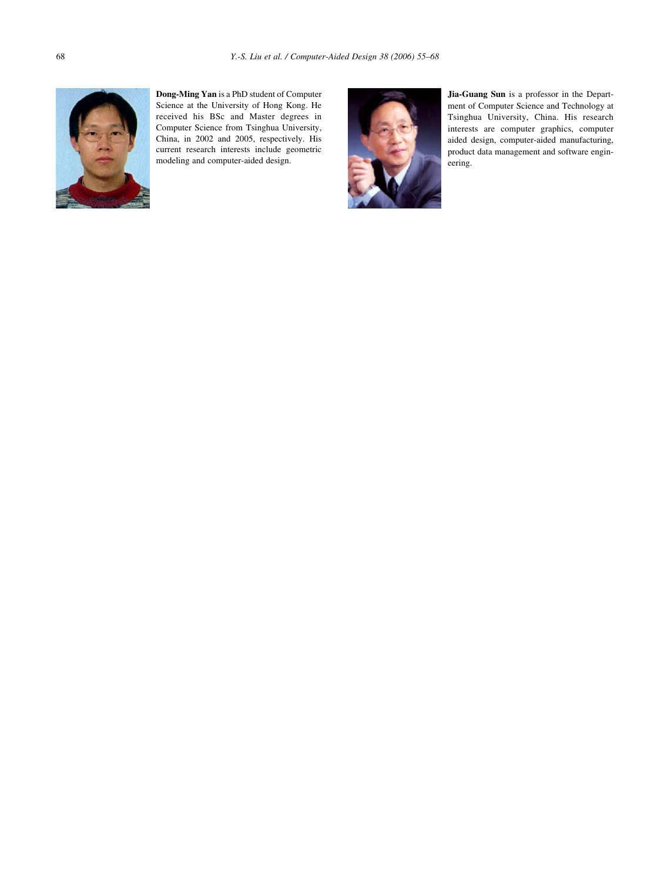**Dong-Ming Yan** is a PhD student of Computer Science at the University of Hong Kong. He received his BSc and Master degrees in Computer Science from Tsinghua University, China, in 2002 and 2005, respectively. His current research interests include geometric modeling and computer-aided design.

**Jia-Guang Sun** is a professor in the Department of Computer Science and Technology at Tsinghua University, China. His research interests are computer graphics, computer aided design, computer-aided manufacturing, product data management and software engineering.